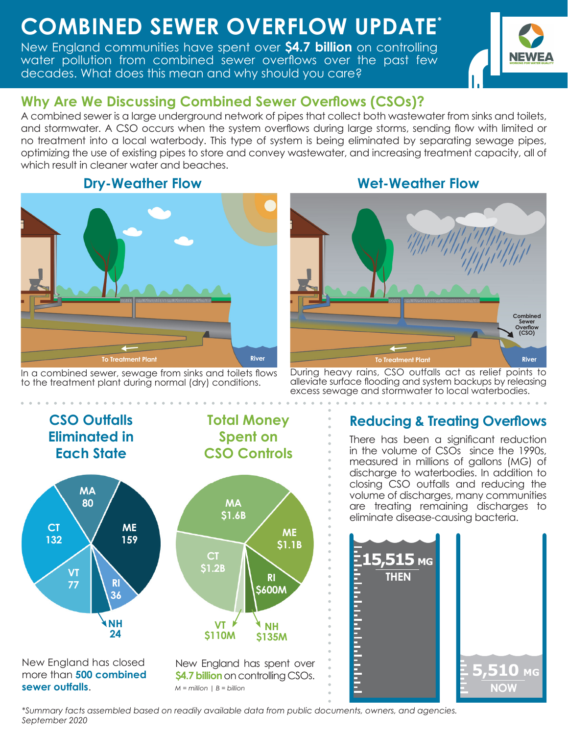# COMBINED SEWER OVERFLOW UPDATE*

New England communities have spent over **$4.7 billion** on controlling water pollution from combined sewer overflows over the past few decades. What does this mean and why should you care?

## Why Are We Discussing Combined Sewer Overflows (CSOs)?

A combined sewer is a large underground network of pipes that collect both wastewater from sinks and toilets, and stormwater. A CSO occurs when the system overflows during large storms, sending flow with limited or no treatment into a local waterbody. This type of system is being eliminated by separating sewage pipes, optimizing the use of existing pipes to store and convey wastewater, and increasing treatment capacity, all of which result in cleaner water and beaches.

### Dry-Weather Flow

To Treatment Plant

River

In a combined sewer, sewage from sinks and toilets flows to the treatment plant during normal (dry) conditions.

### Wet-Weather Flow

Combined Sewer Overflow (CSO)

To Treatment Plant

River

During heavy rains, CSO outfalls act as relief points to alleviate surface flooding and system backups by releasing excess sewage and stormwater to local waterbodies.

## CSO Outfalls Eliminated in Each State

| State | Outfalls Eliminated |
|---|---|
| MA | 80 |
| ME | 159 |
| RI | 36 |
| NH | 24 |
| VT | 77 |
| CT | 132 |

New England has closed more than **500 combined sewer outfalls**.

## Total Money Spent on CSO Controls

| State | Money Spent |
|---|---|
| MA | $1.6B |
| ME | $1.1B |
| RI | $600M |
| NH | $135M |
| VT | $110M |
| CT | $1.2B |

New England has spent over **$4.7 billion** on controlling CSOs.

*M = million | B = billion*

## Reducing & Treating Overflows

There has been a significant reduction in the volume of CSOs since the 1990s, measured in millions of gallons (MG) of discharge to waterbodies. In addition to closing CSO outfalls and reducing the volume of discharges, many communities are treating remaining discharges to eliminate disease-causing bacteria.

**15,515 MG** THEN

**5,510 MG** NOW

*Summary facts assembled based on readily available data from public documents, owners, and agencies. September 2020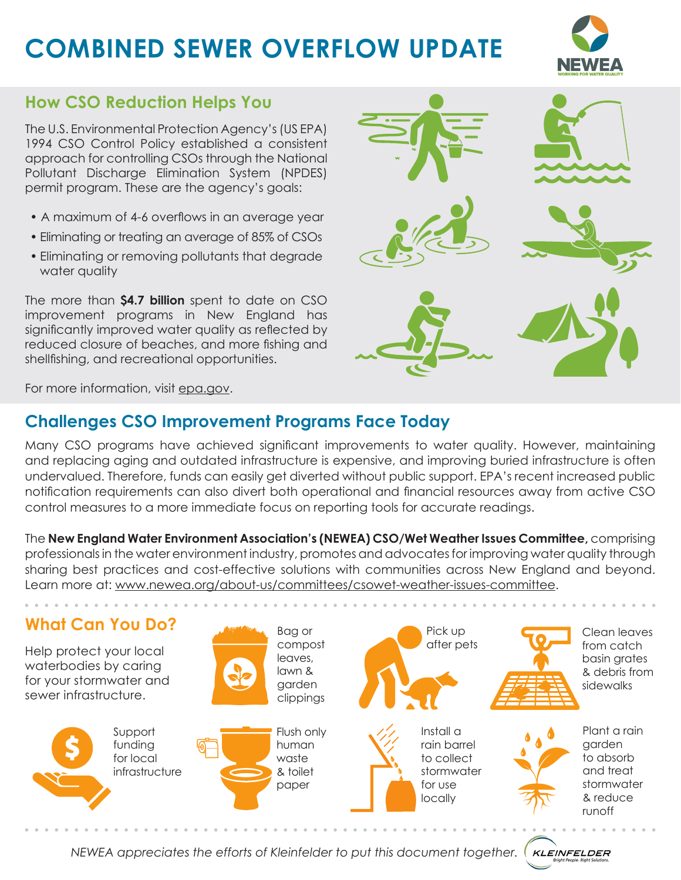# COMBINED SEWER OVERFLOW UPDATE

## How CSO Reduction Helps You

The U.S. Environmental Protection Agency's (US EPA) 1994 CSO Control Policy established a consistent approach for controlling CSOs through the National Pollutant Discharge Elimination System (NPDES) permit program. These are the agency's goals:

- A maximum of 4-6 overflows in an average year
- Eliminating or treating an average of 85% of CSOs
- Eliminating or removing pollutants that degrade water quality

The more than **$4.7 billion** spent to date on CSO improvement programs in New England has significantly improved water quality as reflected by reduced closure of beaches, and more fishing and shellfishing, and recreational opportunities.

For more information, visit epa.gov.

## Challenges CSO Improvement Programs Face Today

Many CSO programs have achieved significant improvements to water quality. However, maintaining and replacing aging and outdated infrastructure is expensive, and improving buried infrastructure is often undervalued. Therefore, funds can easily get diverted without public support. EPA's recent increased public notification requirements can also divert both operational and financial resources away from active CSO control measures to a more immediate focus on reporting tools for accurate readings.

The **New England Water Environment Association's (NEWEA) CSO/Wet Weather Issues Committee,** comprising professionals in the water environment industry, promotes and advocates for improving water quality through sharing best practices and cost-effective solutions with communities across New England and beyond. Learn more at: www.newea.org/about-us/committees/csowet-weather-issues-committee.

## What Can You Do?

Help protect your local waterbodies by caring for your stormwater and sewer infrastructure.

- Bag or compost leaves, lawn & garden clippings
- Pick up after pets
- Clean leaves from catch basin grates & debris from sidewalks
- Support funding for local infrastructure
- Flush only human waste & toilet paper
- Install a rain barrel to collect stormwater for use locally
- Plant a rain garden to absorb and treat stormwater & reduce runoff

*NEWEA appreciates the efforts of Kleinfelder to put this document together.*